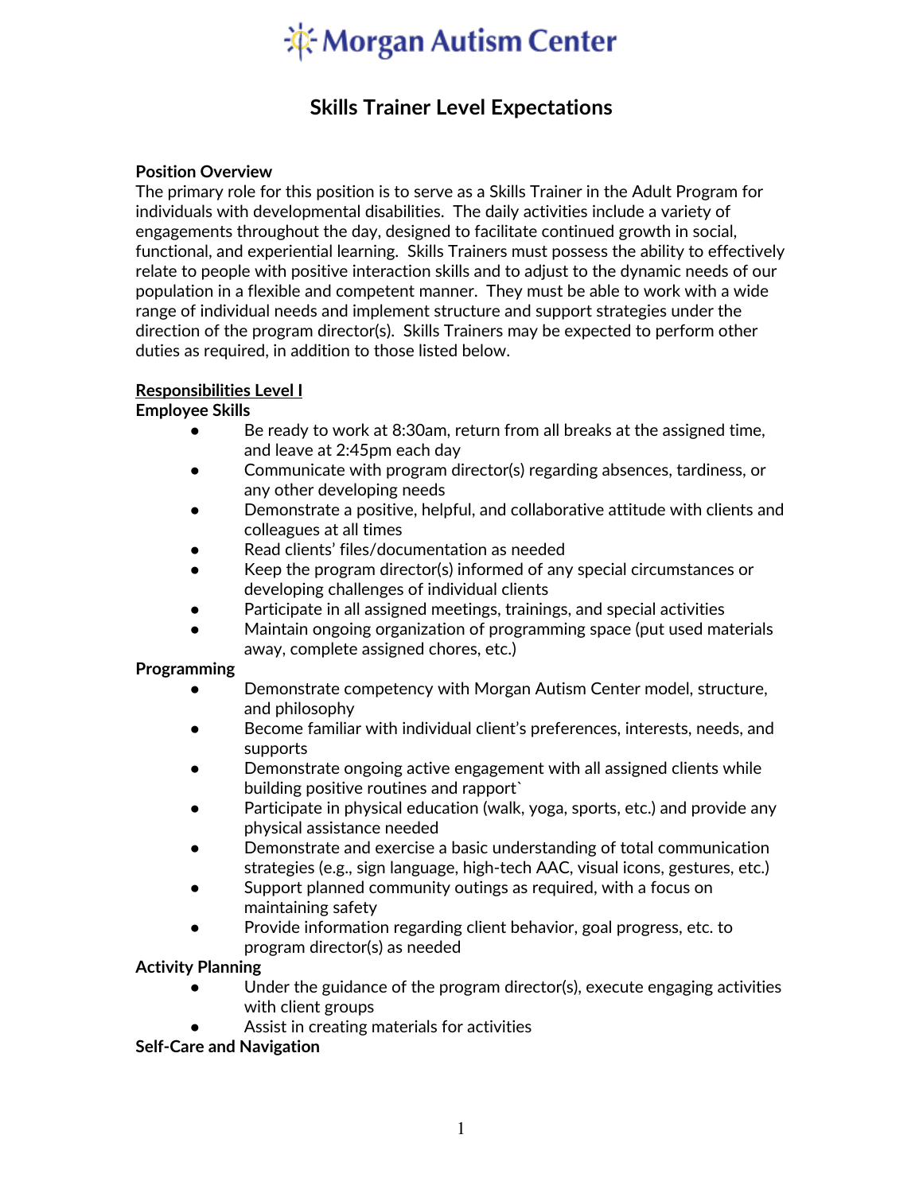# Morgan Autism Center

## Skills Trainer Level Expectations

**Position Overview**

The primary role for this position is to serve as a Skills Trainer in the Adult Program for individuals with developmental disabilities. The daily activities include a variety of engagements throughout the day, designed to facilitate continued growth in social, functional, and experiential learning. Skills Trainers must possess the ability to effectively relate to people with positive interaction skills and to adjust to the dynamic needs of our population in a flexible and competent manner. They must be able to work with a wide range of individual needs and implement structure and support strategies under the direction of the program director(s). Skills Trainers may be expected to perform other duties as required, in addition to those listed below.

**Responsibilities Level I**

**Employee Skills**

- Be ready to work at 8:30am, return from all breaks at the assigned time, and leave at 2:45pm each day
- Communicate with program director(s) regarding absences, tardiness, or any other developing needs
- Demonstrate a positive, helpful, and collaborative attitude with clients and colleagues at all times
- Read clients' files/documentation as needed
- Keep the program director(s) informed of any special circumstances or developing challenges of individual clients
- Participate in all assigned meetings, trainings, and special activities
- Maintain ongoing organization of programming space (put used materials away, complete assigned chores, etc.)

**Programming**

- Demonstrate competency with Morgan Autism Center model, structure, and philosophy
- Become familiar with individual client's preferences, interests, needs, and supports
- Demonstrate ongoing active engagement with all assigned clients while building positive routines and rapport`
- Participate in physical education (walk, yoga, sports, etc.) and provide any physical assistance needed
- Demonstrate and exercise a basic understanding of total communication strategies (e.g., sign language, high-tech AAC, visual icons, gestures, etc.)
- Support planned community outings as required, with a focus on maintaining safety
- Provide information regarding client behavior, goal progress, etc. to program director(s) as needed

**Activity Planning**

- Under the guidance of the program director(s), execute engaging activities with client groups
- Assist in creating materials for activities

**Self-Care and Navigation**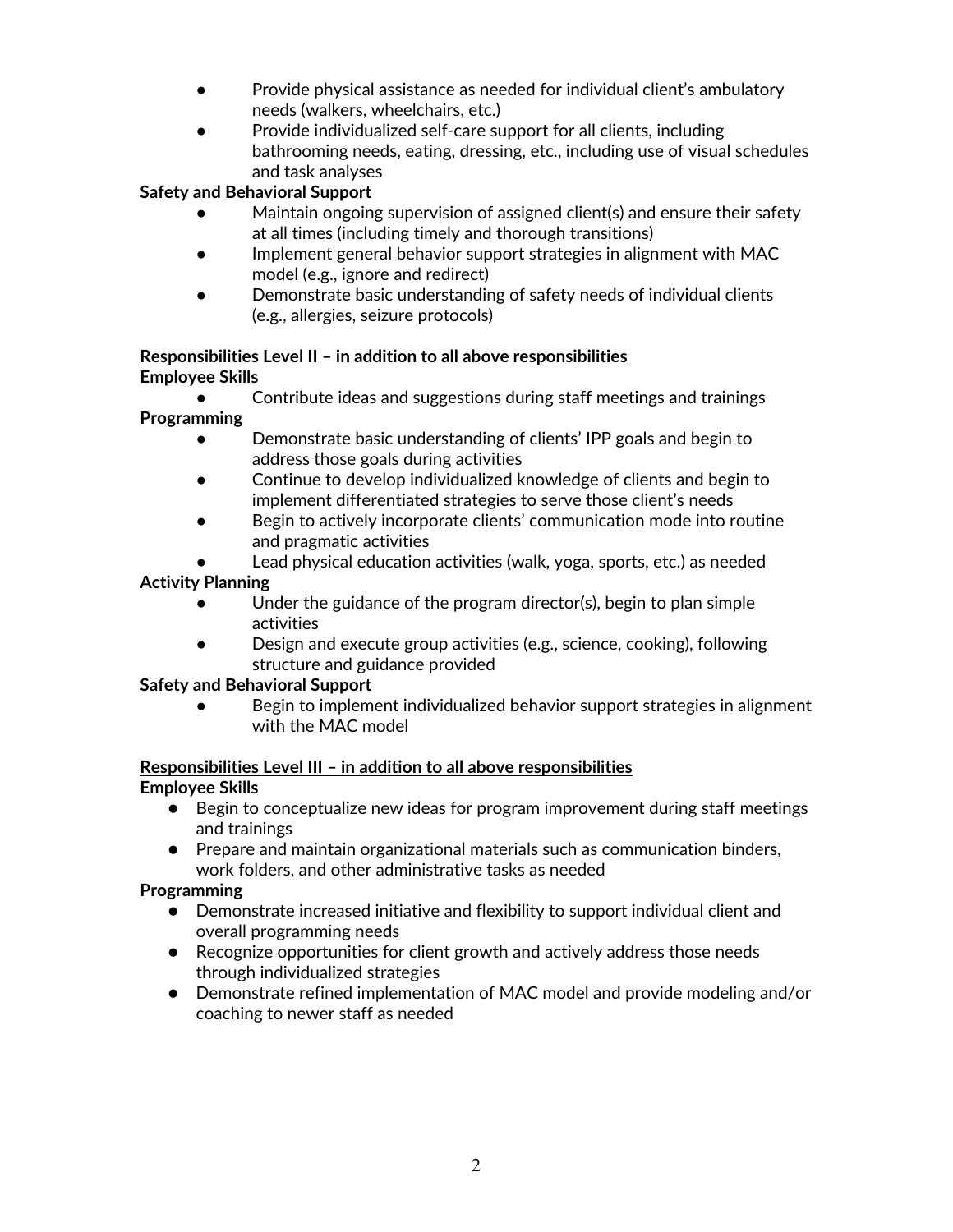- Provide physical assistance as needed for individual client's ambulatory needs (walkers, wheelchairs, etc.)
- Provide individualized self-care support for all clients, including bathrooming needs, eating, dressing, etc., including use of visual schedules and task analyses

**Safety and Behavioral Support**

- Maintain ongoing supervision of assigned client(s) and ensure their safety at all times (including timely and thorough transitions)
- Implement general behavior support strategies in alignment with MAC model (e.g., ignore and redirect)
- Demonstrate basic understanding of safety needs of individual clients (e.g., allergies, seizure protocols)

**Responsibilities Level II – in addition to all above responsibilities**

**Employee Skills**

- Contribute ideas and suggestions during staff meetings and trainings

**Programming**

- Demonstrate basic understanding of clients' IPP goals and begin to address those goals during activities
- Continue to develop individualized knowledge of clients and begin to implement differentiated strategies to serve those client's needs
- Begin to actively incorporate clients' communication mode into routine and pragmatic activities
- Lead physical education activities (walk, yoga, sports, etc.) as needed

**Activity Planning**

- Under the guidance of the program director(s), begin to plan simple activities
- Design and execute group activities (e.g., science, cooking), following structure and guidance provided

**Safety and Behavioral Support**

- Begin to implement individualized behavior support strategies in alignment with the MAC model

**Responsibilities Level III – in addition to all above responsibilities**

**Employee Skills**

- Begin to conceptualize new ideas for program improvement during staff meetings and trainings
- Prepare and maintain organizational materials such as communication binders, work folders, and other administrative tasks as needed

**Programming**

- Demonstrate increased initiative and flexibility to support individual client and overall programming needs
- Recognize opportunities for client growth and actively address those needs through individualized strategies
- Demonstrate refined implementation of MAC model and provide modeling and/or coaching to newer staff as needed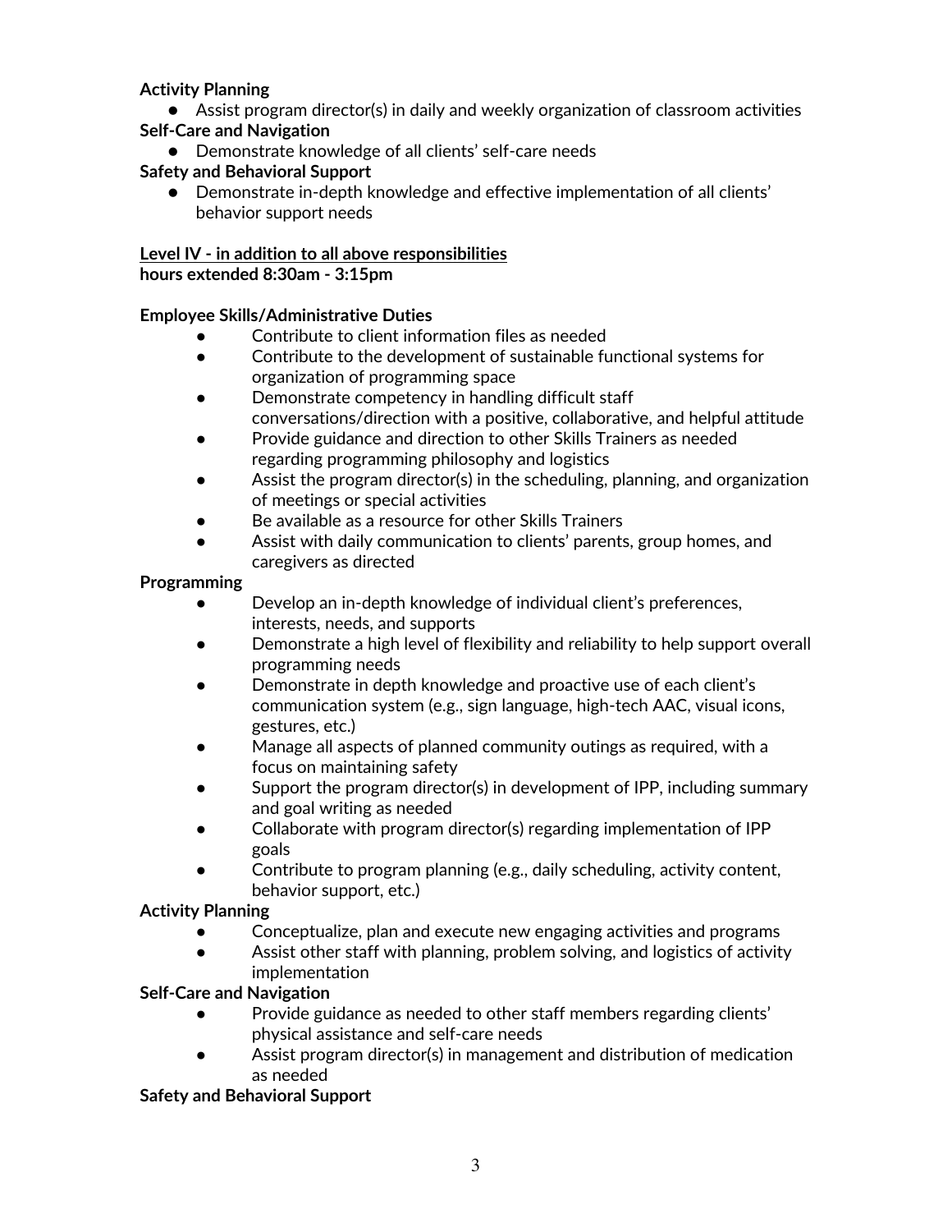**Activity Planning**

- Assist program director(s) in daily and weekly organization of classroom activities

**Self-Care and Navigation**

- Demonstrate knowledge of all clients' self-care needs

**Safety and Behavioral Support**

- Demonstrate in-depth knowledge and effective implementation of all clients' behavior support needs

<u>**Level IV - in addition to all above responsibilities**</u>
**hours extended 8:30am - 3:15pm**

**Employee Skills/Administrative Duties**

- Contribute to client information files as needed
- Contribute to the development of sustainable functional systems for organization of programming space
- Demonstrate competency in handling difficult staff conversations/direction with a positive, collaborative, and helpful attitude
- Provide guidance and direction to other Skills Trainers as needed regarding programming philosophy and logistics
- Assist the program director(s) in the scheduling, planning, and organization of meetings or special activities
- Be available as a resource for other Skills Trainers
- Assist with daily communication to clients' parents, group homes, and caregivers as directed

**Programming**

- Develop an in-depth knowledge of individual client's preferences, interests, needs, and supports
- Demonstrate a high level of flexibility and reliability to help support overall programming needs
- Demonstrate in depth knowledge and proactive use of each client's communication system (e.g., sign language, high-tech AAC, visual icons, gestures, etc.)
- Manage all aspects of planned community outings as required, with a focus on maintaining safety
- Support the program director(s) in development of IPP, including summary and goal writing as needed
- Collaborate with program director(s) regarding implementation of IPP goals
- Contribute to program planning (e.g., daily scheduling, activity content, behavior support, etc.)

**Activity Planning**

- Conceptualize, plan and execute new engaging activities and programs
- Assist other staff with planning, problem solving, and logistics of activity implementation

**Self-Care and Navigation**

- Provide guidance as needed to other staff members regarding clients' physical assistance and self-care needs
- Assist program director(s) in management and distribution of medication as needed

**Safety and Behavioral Support**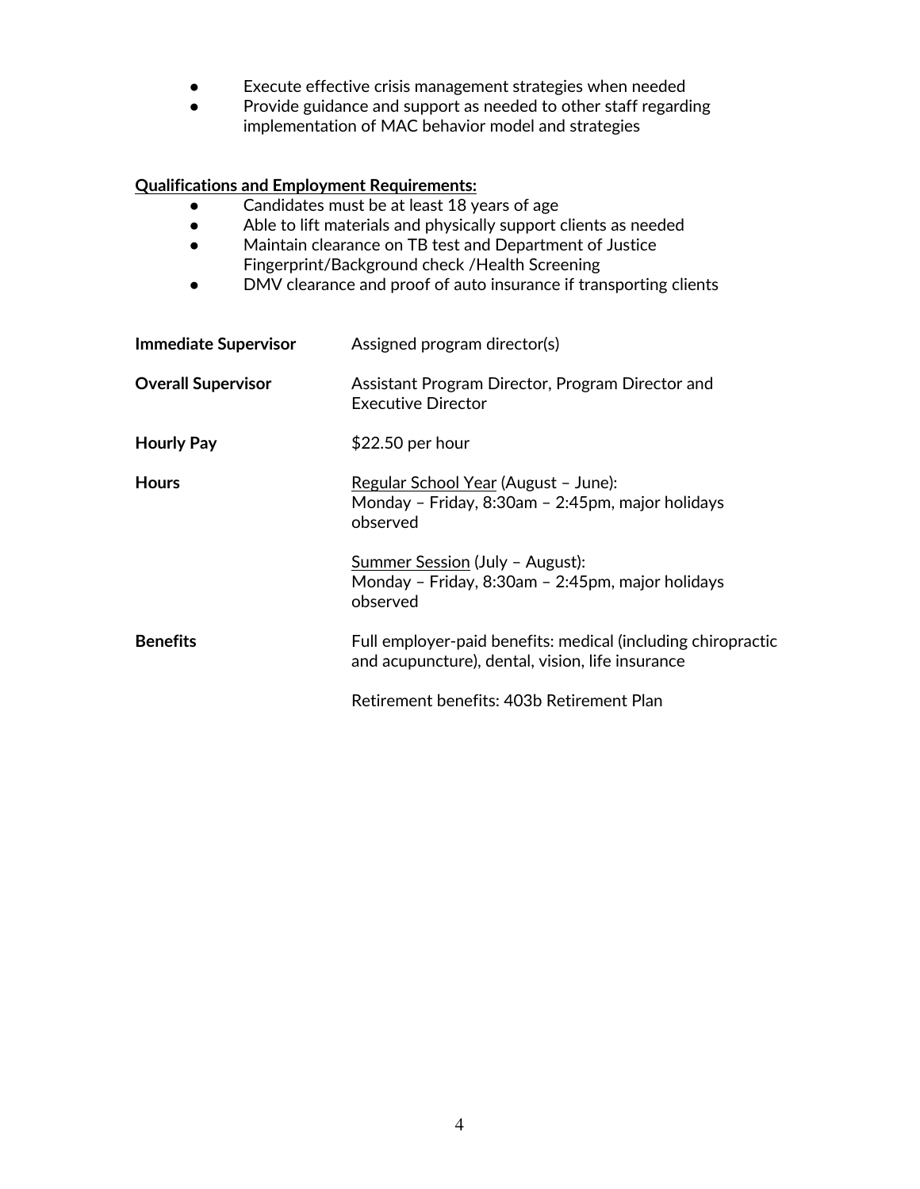- Execute effective crisis management strategies when needed
- Provide guidance and support as needed to other staff regarding implementation of MAC behavior model and strategies

**Qualifications and Employment Requirements:**

- Candidates must be at least 18 years of age
- Able to lift materials and physically support clients as needed
- Maintain clearance on TB test and Department of Justice Fingerprint/Background check /Health Screening
- DMV clearance and proof of auto insurance if transporting clients

| | |
|---|---|
| **Immediate Supervisor** | Assigned program director(s) |
| **Overall Supervisor** | Assistant Program Director, Program Director and Executive Director |
| **Hourly Pay** | $22.50 per hour |
| **Hours** | Regular School Year (August – June):<br>Monday – Friday, 8:30am – 2:45pm, major holidays observed<br><br>Summer Session (July – August):<br>Monday – Friday, 8:30am – 2:45pm, major holidays observed |
| **Benefits** | Full employer-paid benefits: medical (including chiropractic and acupuncture), dental, vision, life insurance<br><br>Retirement benefits: 403b Retirement Plan |